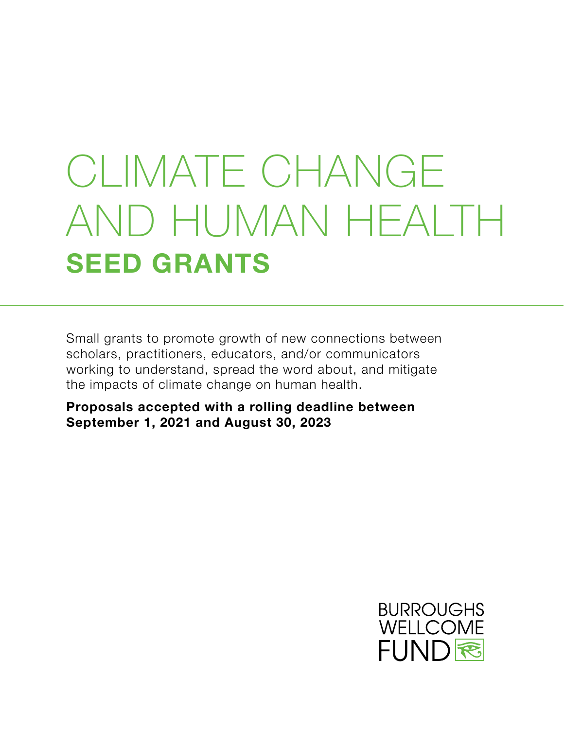# CLIMATE CHANGE AND HUMAN HEALTH

## SEED GRANTS

Small grants to promote growth of new connections between scholars, practitioners, educators, and/or communicators working to understand, spread the word about, and mitigate the impacts of climate change on human health.

**Proposals accepted with a rolling deadline between September 1, 2021 and August 30, 2023**

BURROUGHS WELLCOME FUND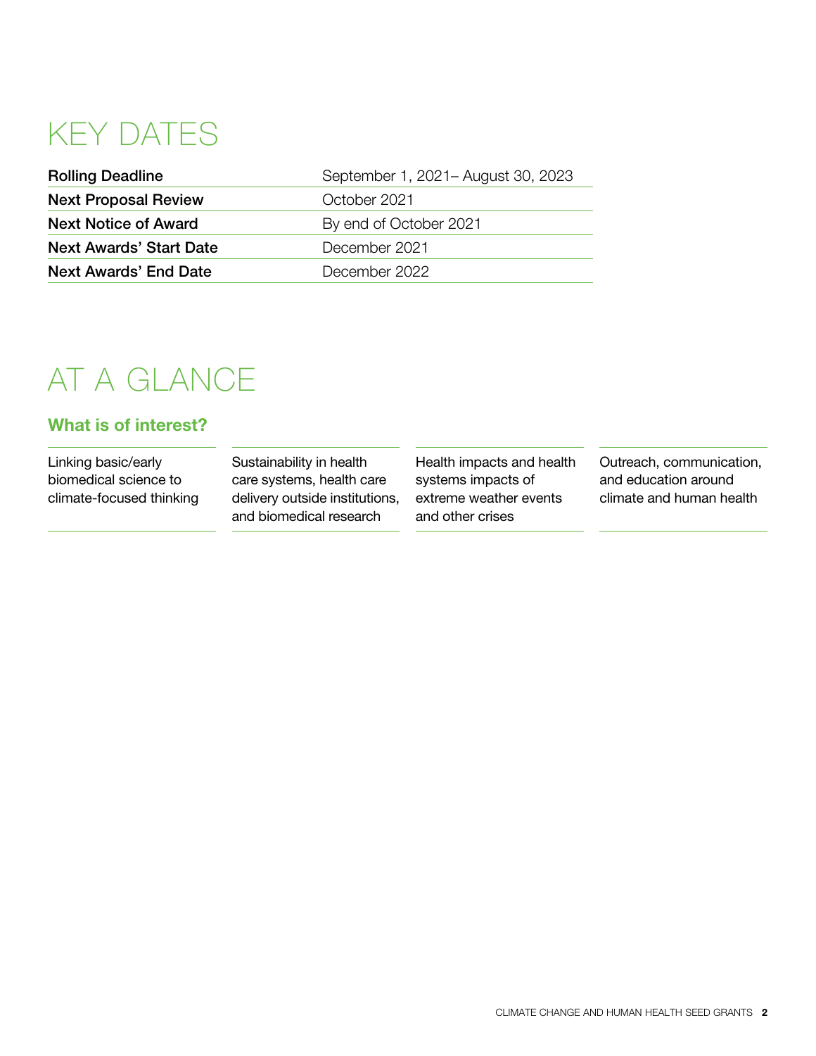# KEY DATES

| | |
|---|---|
| **Rolling Deadline** | September 1, 2021– August 30, 2023 |
| **Next Proposal Review** | October 2021 |
| **Next Notice of Award** | By end of October 2021 |
| **Next Awards' Start Date** | December 2021 |
| **Next Awards' End Date** | December 2022 |

# AT A GLANCE

## What is of interest?

- Linking basic/early biomedical science to climate-focused thinking
- Sustainability in health care systems, health care delivery outside institutions, and biomedical research
- Health impacts and health systems impacts of extreme weather events and other crises
- Outreach, communication, and education around climate and human health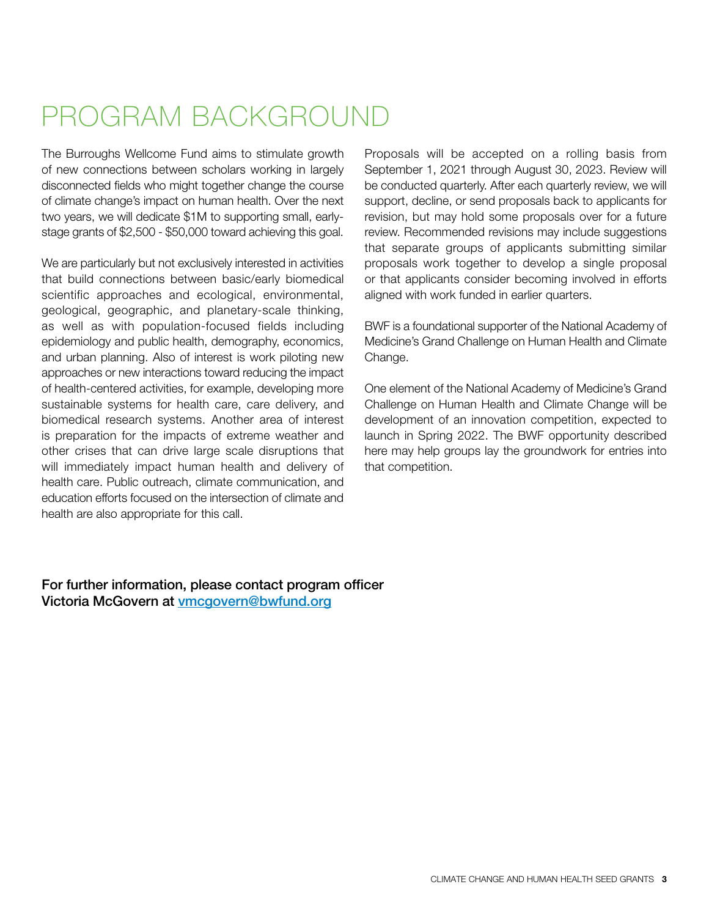# PROGRAM BACKGROUND

The Burroughs Wellcome Fund aims to stimulate growth of new connections between scholars working in largely disconnected fields who might together change the course of climate change's impact on human health. Over the next two years, we will dedicate $1M to supporting small, early-stage grants of $2,500 - $50,000 toward achieving this goal.

We are particularly but not exclusively interested in activities that build connections between basic/early biomedical scientific approaches and ecological, environmental, geological, geographic, and planetary-scale thinking, as well as with population-focused fields including epidemiology and public health, demography, economics, and urban planning. Also of interest is work piloting new approaches or new interactions toward reducing the impact of health-centered activities, for example, developing more sustainable systems for health care, care delivery, and biomedical research systems. Another area of interest is preparation for the impacts of extreme weather and other crises that can drive large scale disruptions that will immediately impact human health and delivery of health care. Public outreach, climate communication, and education efforts focused on the intersection of climate and health are also appropriate for this call.

Proposals will be accepted on a rolling basis from September 1, 2021 through August 30, 2023. Review will be conducted quarterly. After each quarterly review, we will support, decline, or send proposals back to applicants for revision, but may hold some proposals over for a future review. Recommended revisions may include suggestions that separate groups of applicants submitting similar proposals work together to develop a single proposal or that applicants consider becoming involved in efforts aligned with work funded in earlier quarters.

BWF is a foundational supporter of the National Academy of Medicine's Grand Challenge on Human Health and Climate Change.

One element of the National Academy of Medicine's Grand Challenge on Human Health and Climate Change will be development of an innovation competition, expected to launch in Spring 2022. The BWF opportunity described here may help groups lay the groundwork for entries into that competition.

**For further information, please contact program officer Victoria McGovern at [vmcgovern@bwfund.org](mailto:vmcgovern@bwfund.org)**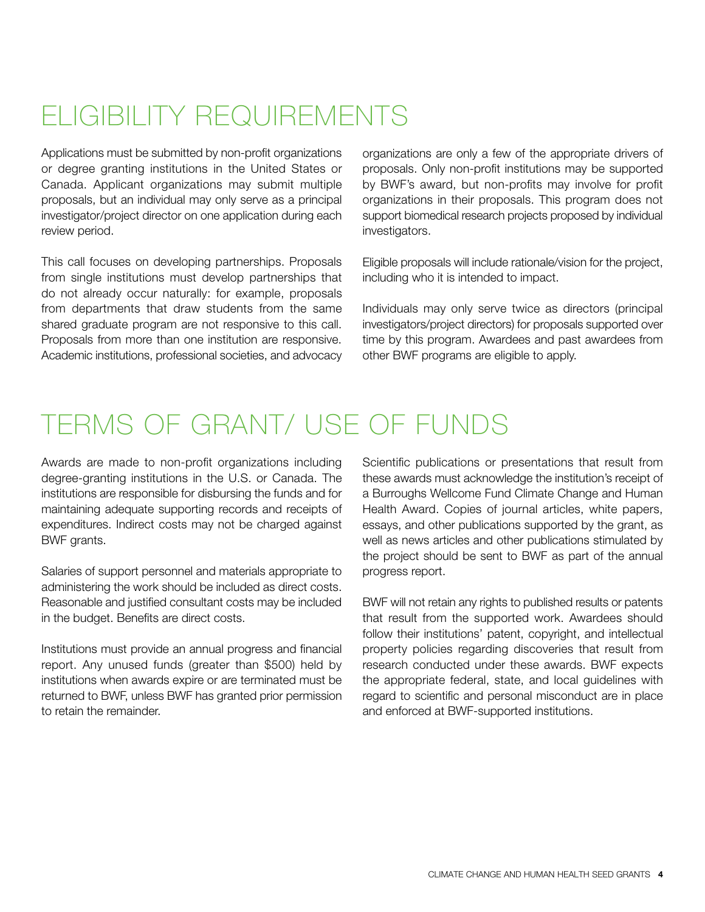# ELIGIBILITY REQUIREMENTS

Applications must be submitted by non-profit organizations or degree granting institutions in the United States or Canada. Applicant organizations may submit multiple proposals, but an individual may only serve as a principal investigator/project director on one application during each review period.

This call focuses on developing partnerships. Proposals from single institutions must develop partnerships that do not already occur naturally: for example, proposals from departments that draw students from the same shared graduate program are not responsive to this call. Proposals from more than one institution are responsive. Academic institutions, professional societies, and advocacy organizations are only a few of the appropriate drivers of proposals. Only non-profit institutions may be supported by BWF's award, but non-profits may involve for profit organizations in their proposals. This program does not support biomedical research projects proposed by individual investigators.

Eligible proposals will include rationale/vision for the project, including who it is intended to impact.

Individuals may only serve twice as directors (principal investigators/project directors) for proposals supported over time by this program. Awardees and past awardees from other BWF programs are eligible to apply.

# TERMS OF GRANT/ USE OF FUNDS

Awards are made to non-profit organizations including degree-granting institutions in the U.S. or Canada. The institutions are responsible for disbursing the funds and for maintaining adequate supporting records and receipts of expenditures. Indirect costs may not be charged against BWF grants.

Salaries of support personnel and materials appropriate to administering the work should be included as direct costs. Reasonable and justified consultant costs may be included in the budget. Benefits are direct costs.

Institutions must provide an annual progress and financial report. Any unused funds (greater than $500) held by institutions when awards expire or are terminated must be returned to BWF, unless BWF has granted prior permission to retain the remainder.

Scientific publications or presentations that result from these awards must acknowledge the institution's receipt of a Burroughs Wellcome Fund Climate Change and Human Health Award. Copies of journal articles, white papers, essays, and other publications supported by the grant, as well as news articles and other publications stimulated by the project should be sent to BWF as part of the annual progress report.

BWF will not retain any rights to published results or patents that result from the supported work. Awardees should follow their institutions' patent, copyright, and intellectual property policies regarding discoveries that result from research conducted under these awards. BWF expects the appropriate federal, state, and local guidelines with regard to scientific and personal misconduct are in place and enforced at BWF-supported institutions.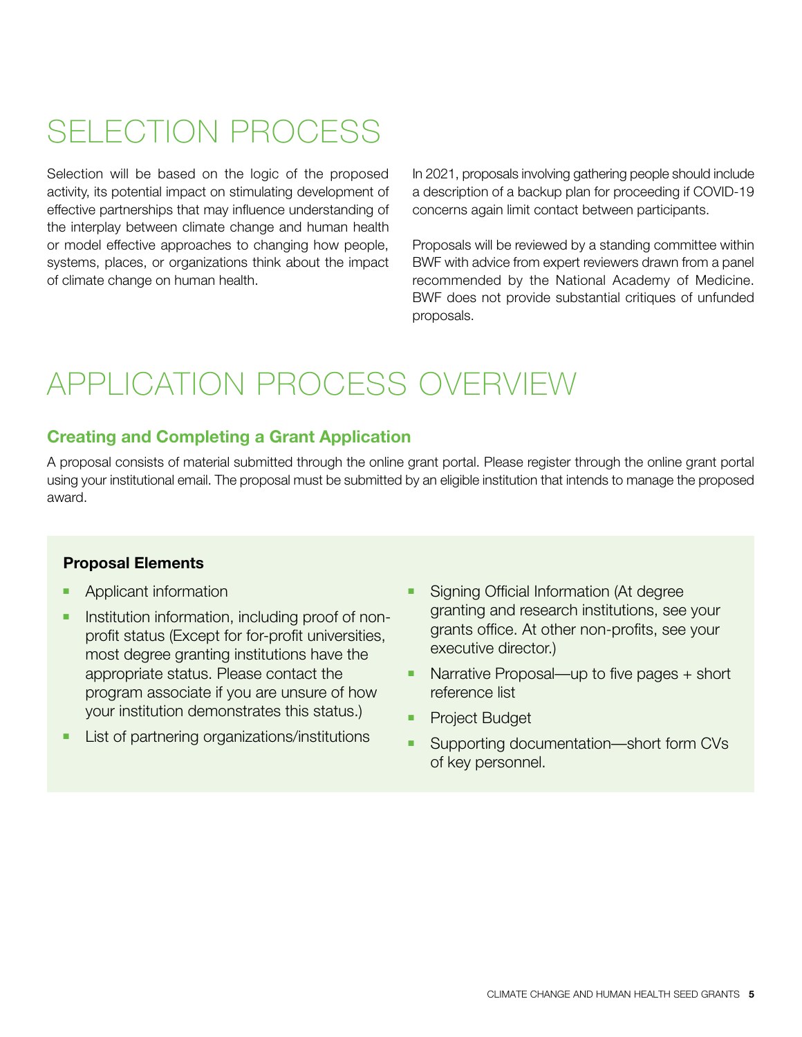# SELECTION PROCESS

Selection will be based on the logic of the proposed activity, its potential impact on stimulating development of effective partnerships that may influence understanding of the interplay between climate change and human health or model effective approaches to changing how people, systems, places, or organizations think about the impact of climate change on human health.

In 2021, proposals involving gathering people should include a description of a backup plan for proceeding if COVID-19 concerns again limit contact between participants.

Proposals will be reviewed by a standing committee within BWF with advice from expert reviewers drawn from a panel recommended by the National Academy of Medicine. BWF does not provide substantial critiques of unfunded proposals.

# APPLICATION PROCESS OVERVIEW

## Creating and Completing a Grant Application

A proposal consists of material submitted through the online grant portal. Please register through the online grant portal using your institutional email. The proposal must be submitted by an eligible institution that intends to manage the proposed award.

**Proposal Elements**

- Applicant information
- Institution information, including proof of non-profit status (Except for for-profit universities, most degree granting institutions have the appropriate status. Please contact the program associate if you are unsure of how your institution demonstrates this status.)
- List of partnering organizations/institutions
- Signing Official Information (At degree granting and research institutions, see your grants office. At other non-profits, see your executive director.)
- Narrative Proposal—up to five pages + short reference list
- Project Budget
- Supporting documentation—short form CVs of key personnel.